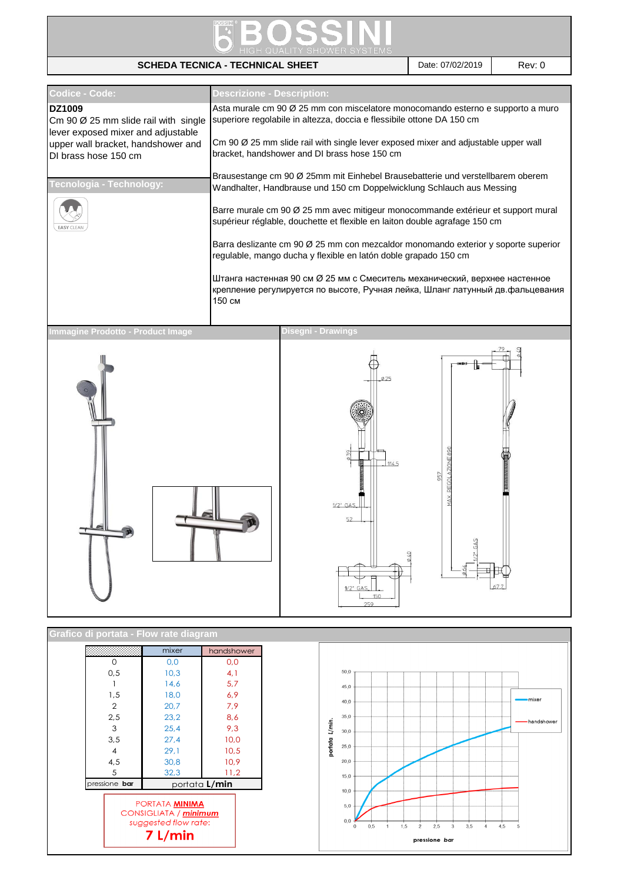# BOSSINI

HIGH QUALITY SHOWER SYSTEMS

**SCHEDA TECNICA - TECHNICAL SHEET** | Date: 07/02/2019 | Rev: 0

## Codice - Code:

**DZ1009**

Cm 90 Ø 25 mm slide rail with single lever exposed mixer and adjustable upper wall bracket, handshower and DI brass hose 150 cm

## Tecnologia - Technology:

EASY CLEAN

## Descrizione - Description:

Asta murale cm 90 Ø 25 mm con miscelatore monocomando esterno e supporto a muro superiore regolabile in altezza, doccia e flessibile ottone DA 150 cm

Cm 90 Ø 25 mm slide rail with single lever exposed mixer and adjustable upper wall bracket, handshower and DI brass hose 150 cm

Brausestange cm 90 Ø 25mm mit Einhebel Brausebatterie und verstellbarem oberem Wandhalter, Handbrause und 150 cm Doppelwicklung Schlauch aus Messing

Barre murale cm 90 Ø 25 mm avec mitigeur monocommande extérieur et support mural supérieur réglable, douchette et flexible en laiton double agrafage 150 cm

Barra deslizante cm 90 Ø 25 mm con mezcaldor monomando exterior y soporte superior regulable, mango ducha y flexible en latón doble grapado 150 cm

Штанга настенная 90 см Ø 25 мм с Смеситель механический, верхнее настенное крепление регулируется по высоте, Ручная лейка, Шланг латунный дв.фальцевания 150 см

## Immagine Prodotto - Product Image

## Disegni - Drawings

Ø25, Ø39, 114,5, 1/2" GAS, 52, Ø40, 1/2" GAS, 150, 259, 79, Ø40, 957, MAX. REGOLAZIONE 890, 1/2" GAS, Ø64, 67,2

## Grafico di portata - Flow rate diagram

| pressione bar | mixer | handshower |
|---|---|---|
| 0 | 0,0 | 0,0 |
| 0,5 | 10,3 | 4,1 |
| 1 | 14,6 | 5,7 |
| 1,5 | 18,0 | 6,9 |
| 2 | 20,7 | 7,9 |
| 2,5 | 23,2 | 8,6 |
| 3 | 25,4 | 9,3 |
| 3,5 | 27,4 | 10,0 |
| 4 | 29,1 | 10,5 |
| 4,5 | 30,8 | 10,9 |
| 5 | 32,3 | 11,2 |
| | portata **L/min** | |

PORTATA **MINIMA** CONSIGLIATA / ***minimum*** *suggested flow rate:*

**7 L/min**

Chart: portata L/min vs pressione bar (mixer, handshower)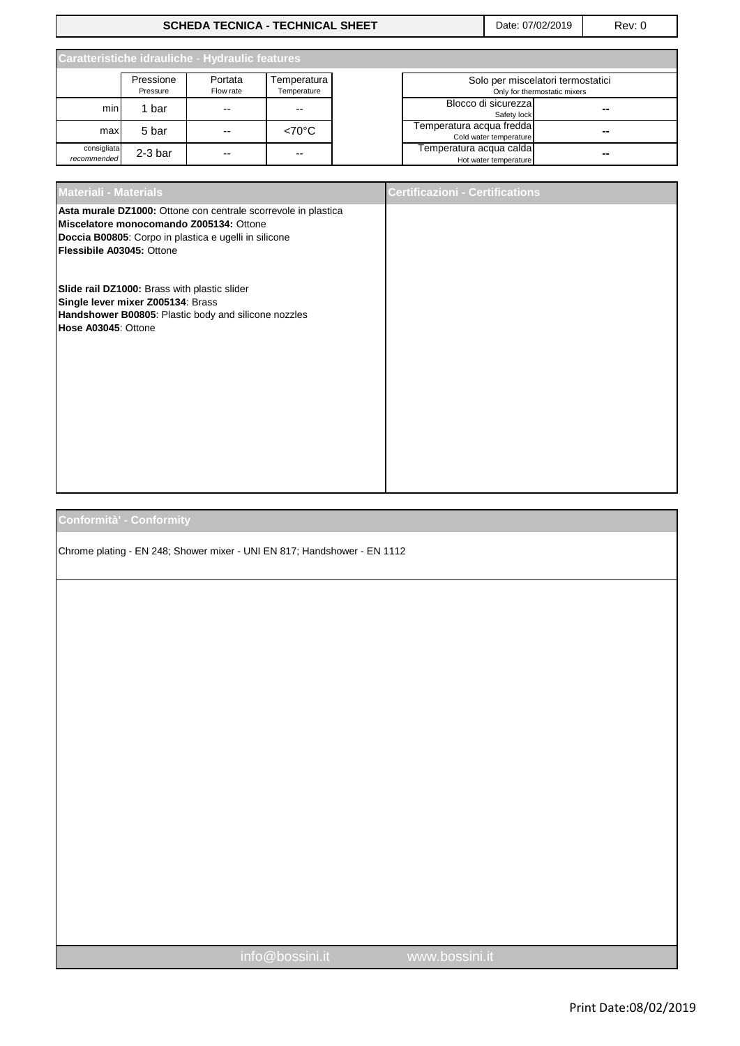**SCHEDA TECNICA - TECHNICAL SHEET** | Date: 07/02/2019 | Rev: 0

## Caratteristiche idrauliche - Hydraulic features

| | Pressione<br>Pressure | Portata<br>Flow rate | Temperatura<br>Temperature |
|---|---|---|---|
| min | 1 bar | -- | -- |
| max | 5 bar | -- | <70°C |
| consigliata<br>*recommended* | 2-3 bar | -- | -- |

| Solo per miscelatori termostatici<br>Only for thermostatic mixers | |
|---|---|
| Blocco di sicurezza<br>Safety lock | -- |
| Temperatura acqua fredda<br>Cold water temperature | -- |
| Temperatura acqua calda<br>Hot water temperature | -- |

## Materiali - Materials

**Asta murale DZ1000:** Ottone con centrale scorrevole in plastica
**Miscelatore monocomando Z005134:** Ottone
**Doccia B00805**: Corpo in plastica e ugelli in silicone
**Flessibile A03045:** Ottone

**Slide rail DZ1000:** Brass with plastic slider
**Single lever mixer Z005134**: Brass
**Handshower B00805**: Plastic body and silicone nozzles
**Hose A03045**: Ottone

## Certificazioni - Certifications

## Conformità' - Conformity

Chrome plating - EN 248; Shower mixer - UNI EN 817; Handshower - EN 1112

info@bossini.it www.bossini.it

Print Date:08/02/2019